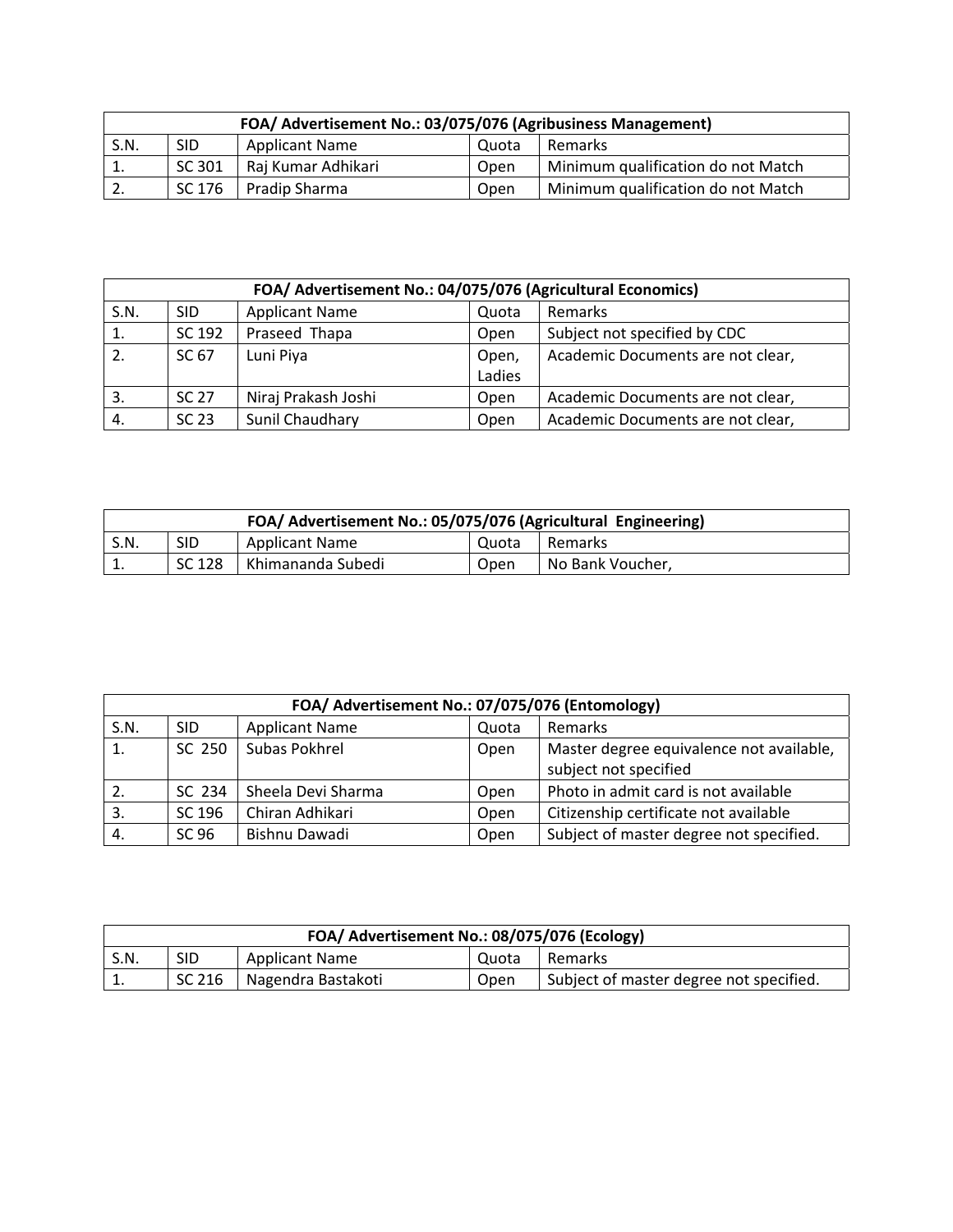| FOA/ Advertisement No.: 03/075/076 (Agribusiness Management) | | | | |
|---|---|---|---|---|
| S.N. | SID | Applicant Name | Quota | Remarks |
| 1. | SC 301 | Raj Kumar Adhikari | Open | Minimum qualification do not Match |
| 2. | SC 176 | Pradip Sharma | Open | Minimum qualification do not Match |

| FOA/ Advertisement No.: 04/075/076 (Agricultural Economics) | | | | |
|---|---|---|---|---|
| S.N. | SID | Applicant Name | Quota | Remarks |
| 1. | SC 192 | Praseed Thapa | Open | Subject not specified by CDC |
| 2. | SC 67 | Luni Piya | Open, Ladies | Academic Documents are not clear, |
| 3. | SC 27 | Niraj Prakash Joshi | Open | Academic Documents are not clear, |
| 4. | SC 23 | Sunil Chaudhary | Open | Academic Documents are not clear, |

| FOA/ Advertisement No.: 05/075/076 (Agricultural Engineering) | | | | |
|---|---|---|---|---|
| S.N. | SID | Applicant Name | Quota | Remarks |
| 1. | SC 128 | Khimananda Subedi | Open | No Bank Voucher, |

| FOA/ Advertisement No.: 07/075/076 (Entomology) | | | | |
|---|---|---|---|---|
| S.N. | SID | Applicant Name | Quota | Remarks |
| 1. | SC 250 | Subas Pokhrel | Open | Master degree equivalence not available, subject not specified |
| 2. | SC 234 | Sheela Devi Sharma | Open | Photo in admit card is not available |
| 3. | SC 196 | Chiran Adhikari | Open | Citizenship certificate not available |
| 4. | SC 96 | Bishnu Dawadi | Open | Subject of master degree not specified. |

| FOA/ Advertisement No.: 08/075/076 (Ecology) | | | | |
|---|---|---|---|---|
| S.N. | SID | Applicant Name | Quota | Remarks |
| 1. | SC 216 | Nagendra Bastakoti | Open | Subject of master degree not specified. |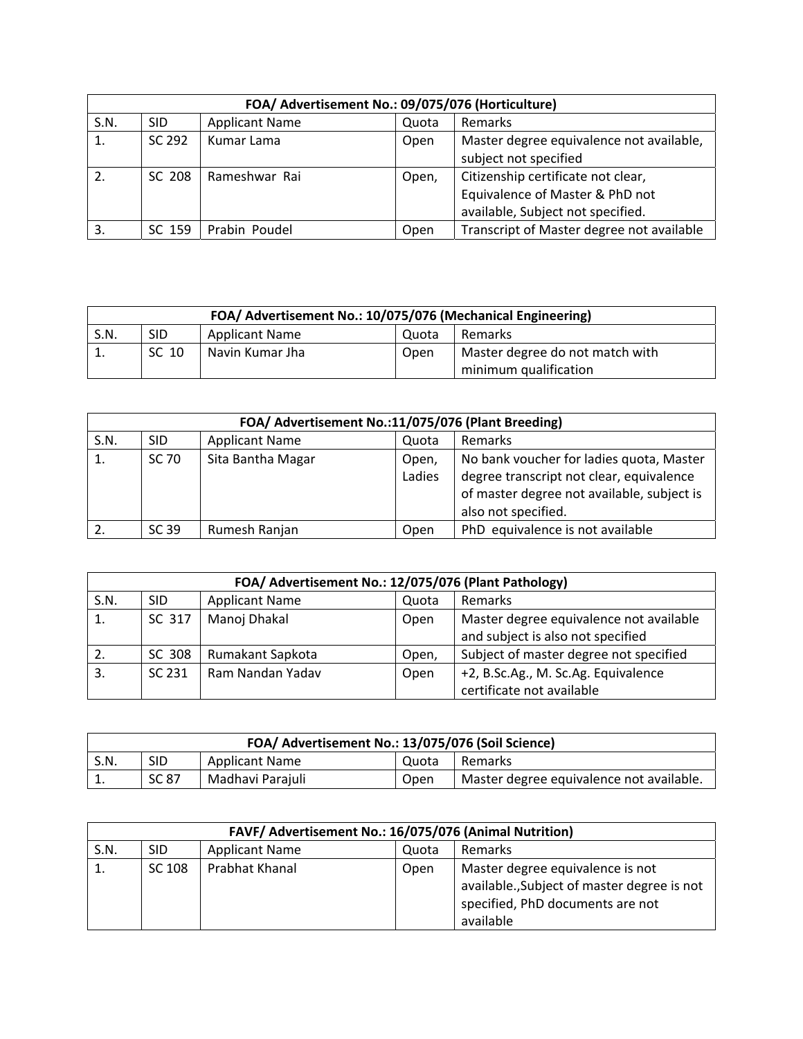| FOA/ Advertisement No.: 09/075/076 (Horticulture) | | | | |
|---|---|---|---|---|
| S.N. | SID | Applicant Name | Quota | Remarks |
| 1. | SC 292 | Kumar Lama | Open | Master degree equivalence not available, subject not specified |
| 2. | SC 208 | Rameshwar Rai | Open, | Citizenship certificate not clear, Equivalence of Master & PhD not available, Subject not specified. |
| 3. | SC 159 | Prabin Poudel | Open | Transcript of Master degree not available |

| FOA/ Advertisement No.: 10/075/076 (Mechanical Engineering) | | | | |
|---|---|---|---|---|
| S.N. | SID | Applicant Name | Quota | Remarks |
| 1. | SC 10 | Navin Kumar Jha | Open | Master degree do not match with minimum qualification |

| FOA/ Advertisement No.:11/075/076 (Plant Breeding) | | | | |
|---|---|---|---|---|
| S.N. | SID | Applicant Name | Quota | Remarks |
| 1. | SC 70 | Sita Bantha Magar | Open, Ladies | No bank voucher for ladies quota, Master degree transcript not clear, equivalence of master degree not available, subject is also not specified. |
| 2. | SC 39 | Rumesh Ranjan | Open | PhD equivalence is not available |

| FOA/ Advertisement No.: 12/075/076 (Plant Pathology) | | | | |
|---|---|---|---|---|
| S.N. | SID | Applicant Name | Quota | Remarks |
| 1. | SC 317 | Manoj Dhakal | Open | Master degree equivalence not available and subject is also not specified |
| 2. | SC 308 | Rumakant Sapkota | Open, | Subject of master degree not specified |
| 3. | SC 231 | Ram Nandan Yadav | Open | +2, B.Sc.Ag., M. Sc.Ag. Equivalence certificate not available |

| FOA/ Advertisement No.: 13/075/076 (Soil Science) | | | | |
|---|---|---|---|---|
| S.N. | SID | Applicant Name | Quota | Remarks |
| 1. | SC 87 | Madhavi Parajuli | Open | Master degree equivalence not available. |

| FAVF/ Advertisement No.: 16/075/076 (Animal Nutrition) | | | | |
|---|---|---|---|---|
| S.N. | SID | Applicant Name | Quota | Remarks |
| 1. | SC 108 | Prabhat Khanal | Open | Master degree equivalence is not available.,Subject of master degree is not specified, PhD documents are not available |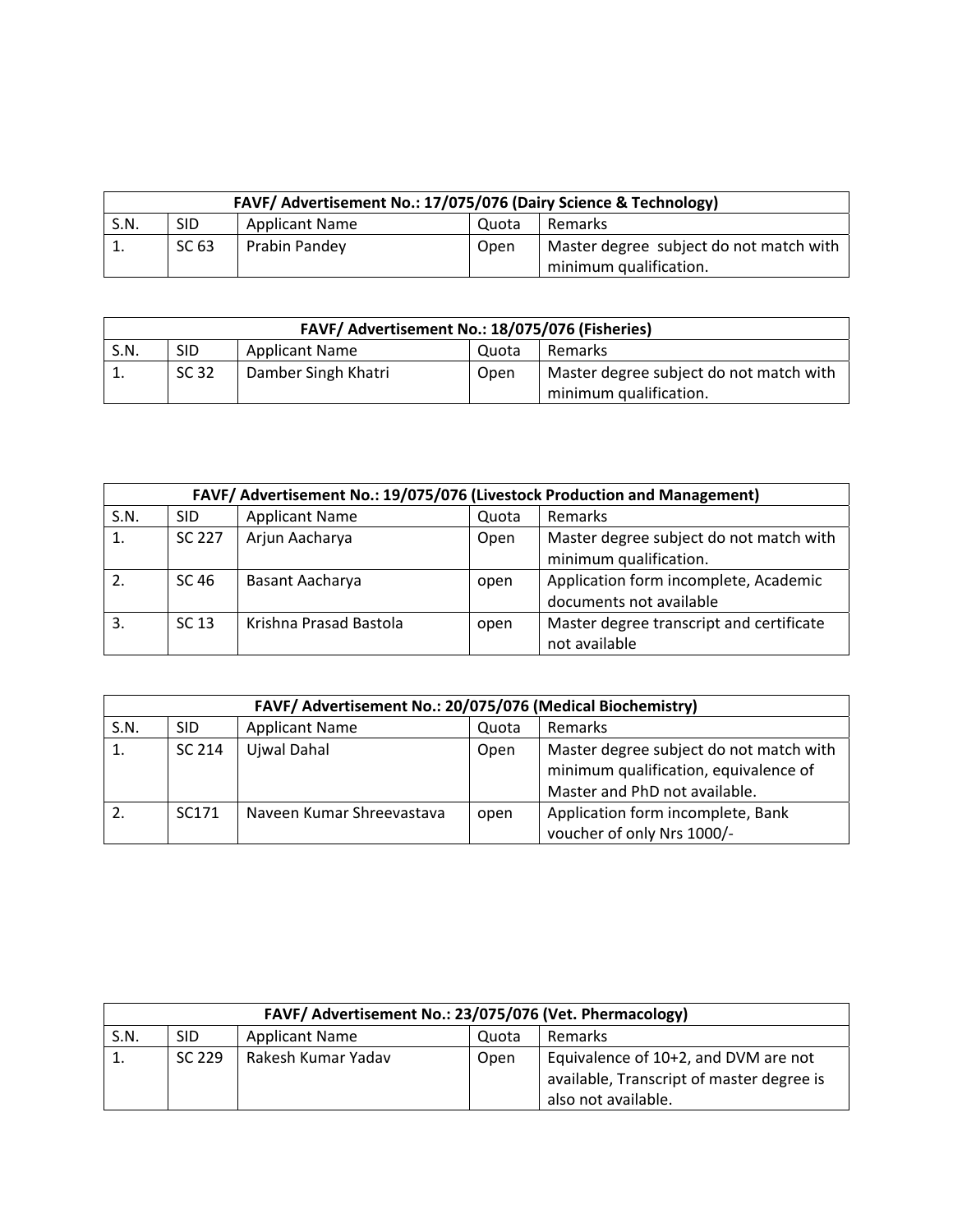| FAVF/ Advertisement No.: 17/075/076 (Dairy Science & Technology) | | | | |
|---|---|---|---|---|
| S.N. | SID | Applicant Name | Quota | Remarks |
| 1. | SC 63 | Prabin Pandey | Open | Master degree subject do not match with minimum qualification. |

| FAVF/ Advertisement No.: 18/075/076 (Fisheries) | | | | |
|---|---|---|---|---|
| S.N. | SID | Applicant Name | Quota | Remarks |
| 1. | SC 32 | Damber Singh Khatri | Open | Master degree subject do not match with minimum qualification. |

| FAVF/ Advertisement No.: 19/075/076 (Livestock Production and Management) | | | | |
|---|---|---|---|---|
| S.N. | SID | Applicant Name | Quota | Remarks |
| 1. | SC 227 | Arjun Aacharya | Open | Master degree subject do not match with minimum qualification. |
| 2. | SC 46 | Basant Aacharya | open | Application form incomplete, Academic documents not available |
| 3. | SC 13 | Krishna Prasad Bastola | open | Master degree transcript and certificate not available |

| FAVF/ Advertisement No.: 20/075/076 (Medical Biochemistry) | | | | |
|---|---|---|---|---|
| S.N. | SID | Applicant Name | Quota | Remarks |
| 1. | SC 214 | Ujwal Dahal | Open | Master degree subject do not match with minimum qualification, equivalence of Master and PhD not available. |
| 2. | SC171 | Naveen Kumar Shreevastava | open | Application form incomplete, Bank voucher of only Nrs 1000/- |

| FAVF/ Advertisement No.: 23/075/076 (Vet. Phermacology) | | | | |
|---|---|---|---|---|
| S.N. | SID | Applicant Name | Quota | Remarks |
| 1. | SC 229 | Rakesh Kumar Yadav | Open | Equivalence of 10+2, and DVM are not available, Transcript of master degree is also not available. |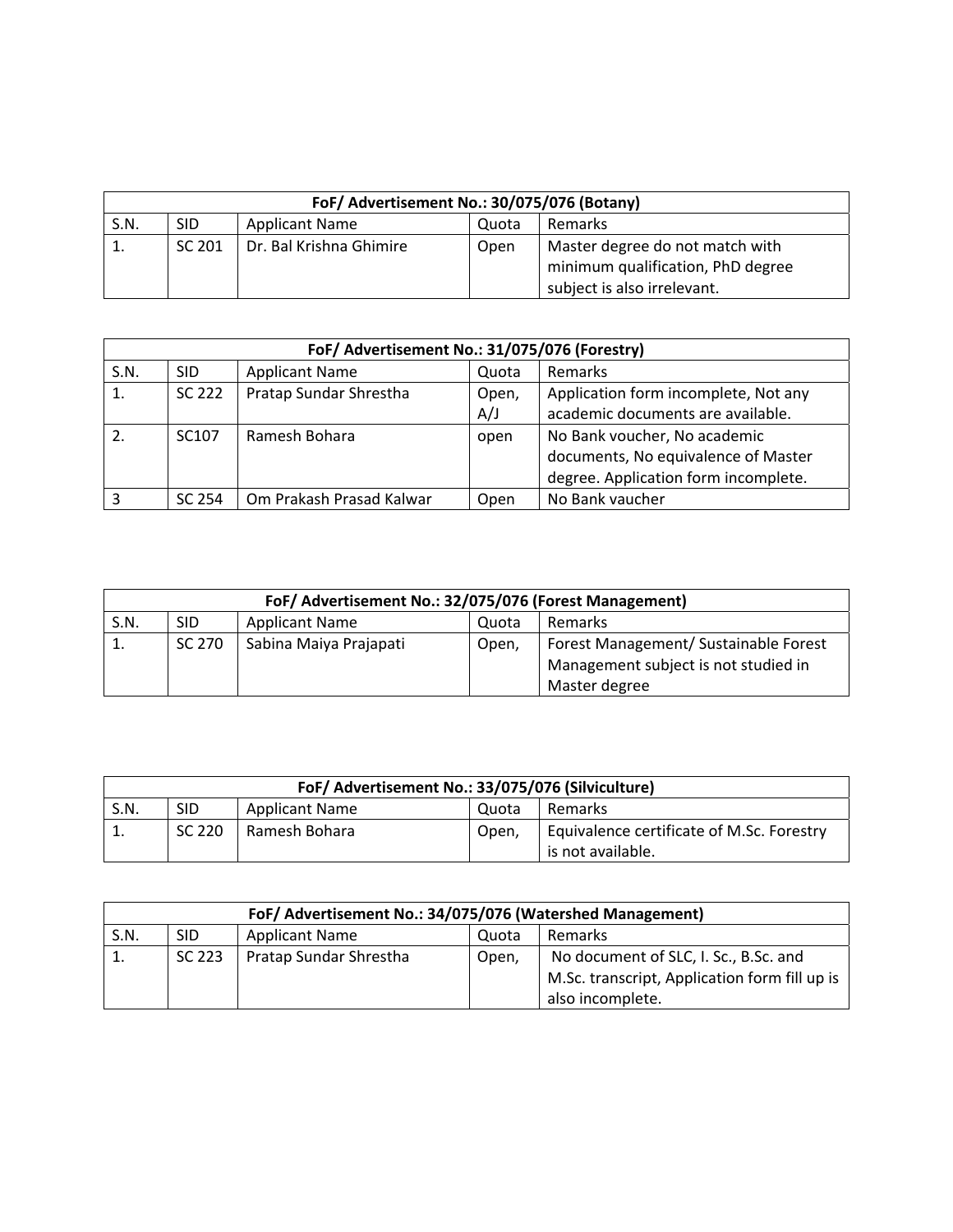| FoF/ Advertisement No.: 30/075/076 (Botany) | | | | |
|---|---|---|---|---|
| S.N. | SID | Applicant Name | Quota | Remarks |
| 1. | SC 201 | Dr. Bal Krishna Ghimire | Open | Master degree do not match with minimum qualification, PhD degree subject is also irrelevant. |

| FoF/ Advertisement No.: 31/075/076 (Forestry) | | | | |
|---|---|---|---|---|
| S.N. | SID | Applicant Name | Quota | Remarks |
| 1. | SC 222 | Pratap Sundar Shrestha | Open, A/J | Application form incomplete, Not any academic documents are available. |
| 2. | SC107 | Ramesh Bohara | open | No Bank voucher, No academic documents, No equivalence of Master degree. Application form incomplete. |
| 3 | SC 254 | Om Prakash Prasad Kalwar | Open | No Bank vaucher |

| FoF/ Advertisement No.: 32/075/076 (Forest Management) | | | | |
|---|---|---|---|---|
| S.N. | SID | Applicant Name | Quota | Remarks |
| 1. | SC 270 | Sabina Maiya Prajapati | Open, | Forest Management/ Sustainable Forest Management subject is not studied in Master degree |

| FoF/ Advertisement No.: 33/075/076 (Silviculture) | | | | |
|---|---|---|---|---|
| S.N. | SID | Applicant Name | Quota | Remarks |
| 1. | SC 220 | Ramesh Bohara | Open, | Equivalence certificate of M.Sc. Forestry is not available. |

| FoF/ Advertisement No.: 34/075/076 (Watershed Management) | | | | |
|---|---|---|---|---|
| S.N. | SID | Applicant Name | Quota | Remarks |
| 1. | SC 223 | Pratap Sundar Shrestha | Open, | No document of SLC, I. Sc., B.Sc. and M.Sc. transcript, Application form fill up is also incomplete. |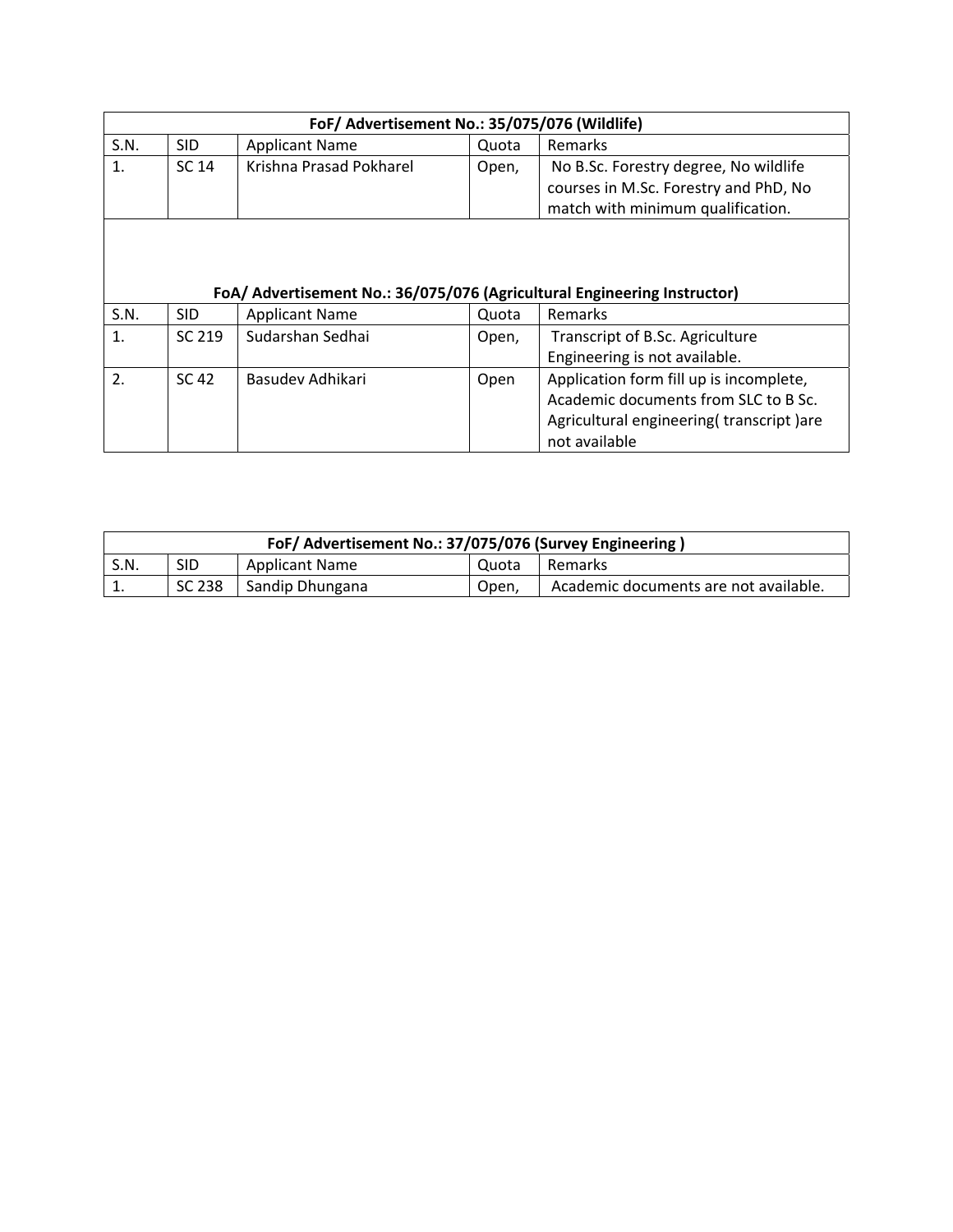**FoF/ Advertisement No.: 35/075/076 (Wildlife)**

| S.N. | SID | Applicant Name | Quota | Remarks |
|---|---|---|---|---|
| 1. | SC 14 | Krishna Prasad Pokharel | Open, | No B.Sc. Forestry degree, No wildlife courses in M.Sc. Forestry and PhD, No match with minimum qualification. |

**FoA/ Advertisement No.: 36/075/076 (Agricultural Engineering Instructor)**

| S.N. | SID | Applicant Name | Quota | Remarks |
|---|---|---|---|---|
| 1. | SC 219 | Sudarshan Sedhai | Open, | Transcript of B.Sc. Agriculture Engineering is not available. |
| 2. | SC 42 | Basudev Adhikari | Open | Application form fill up is incomplete, Academic documents from SLC to B Sc. Agricultural engineering( transcript )are not available |

**FoF/ Advertisement No.: 37/075/076 (Survey Engineering )**

| S.N. | SID | Applicant Name | Quota | Remarks |
|---|---|---|---|---|
| 1. | SC 238 | Sandip Dhungana | Open, | Academic documents are not available. |